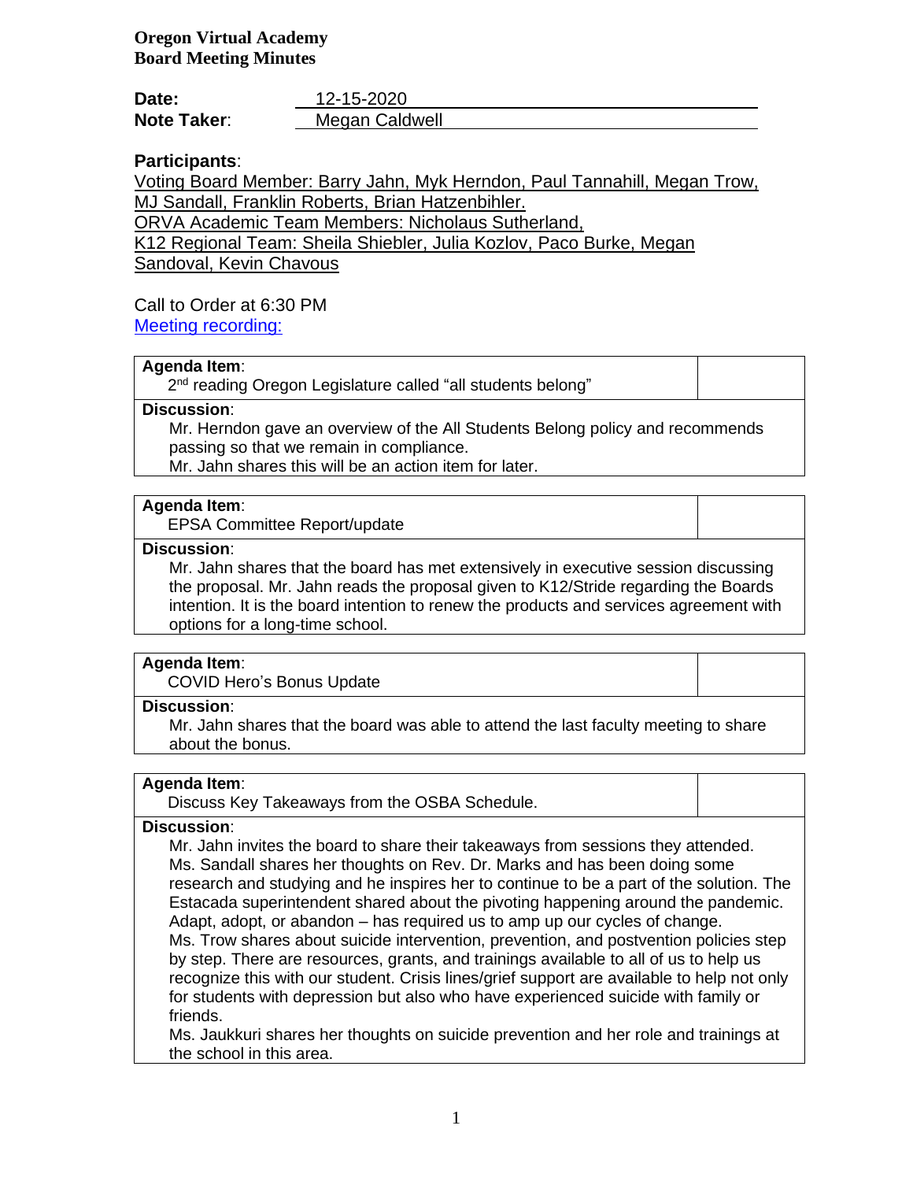**Oregon Virtual Academy**
**Board Meeting Minutes**

**Date:** 12-15-2020
**Note Taker:** Megan Caldwell

**Participants**:

Voting Board Member: Barry Jahn, Myk Herndon, Paul Tannahill, Megan Trow, MJ Sandall, Franklin Roberts, Brian Hatzenbihler.
ORVA Academic Team Members: Nicholaus Sutherland,
K12 Regional Team: Sheila Shiebler, Julia Kozlov, Paco Burke, Megan Sandoval, Kevin Chavous

Call to Order at 6:30 PM
Meeting recording:

| **Agenda Item**: 2nd reading Oregon Legislature called "all students belong" | |
|---|---|
| **Discussion**: Mr. Herndon gave an overview of the All Students Belong policy and recommends passing so that we remain in compliance. Mr. Jahn shares this will be an action item for later. | |

| **Agenda Item**: EPSA Committee Report/update | |
|---|---|
| **Discussion**: Mr. Jahn shares that the board has met extensively in executive session discussing the proposal. Mr. Jahn reads the proposal given to K12/Stride regarding the Boards intention. It is the board intention to renew the products and services agreement with options for a long-time school. | |

| **Agenda Item**: COVID Hero's Bonus Update | |
|---|---|
| **Discussion**: Mr. Jahn shares that the board was able to attend the last faculty meeting to share about the bonus. | |

| **Agenda Item**: Discuss Key Takeaways from the OSBA Schedule. | |
|---|---|
| **Discussion**: Mr. Jahn invites the board to share their takeaways from sessions they attended. Ms. Sandall shares her thoughts on Rev. Dr. Marks and has been doing some research and studying and he inspires her to continue to be a part of the solution. The Estacada superintendent shared about the pivoting happening around the pandemic. Adapt, adopt, or abandon – has required us to amp up our cycles of change. Ms. Trow shares about suicide intervention, prevention, and postvention policies step by step. There are resources, grants, and trainings available to all of us to help us recognize this with our student. Crisis lines/grief support are available to help not only for students with depression but also who have experienced suicide with family or friends. Ms. Jaukkuri shares her thoughts on suicide prevention and her role and trainings at the school in this area. | |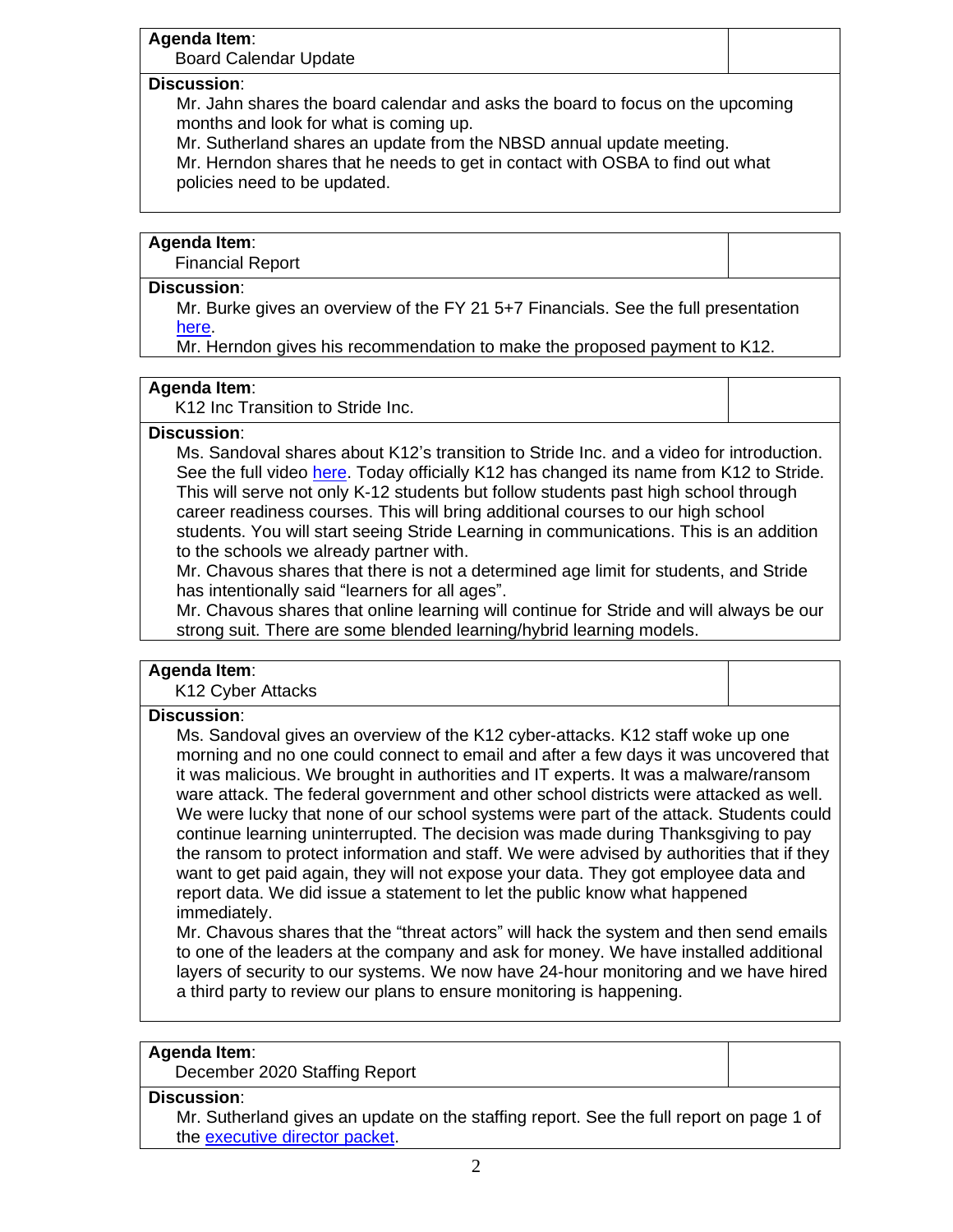**Agenda Item**:
Board Calendar Update

**Discussion**:
Mr. Jahn shares the board calendar and asks the board to focus on the upcoming months and look for what is coming up.
Mr. Sutherland shares an update from the NBSD annual update meeting.
Mr. Herndon shares that he needs to get in contact with OSBA to find out what policies need to be updated.

**Agenda Item**:
Financial Report

**Discussion**:
Mr. Burke gives an overview of the FY 21 5+7 Financials. See the full presentation here.
Mr. Herndon gives his recommendation to make the proposed payment to K12.

**Agenda Item**:
K12 Inc Transition to Stride Inc.

**Discussion**:
Ms. Sandoval shares about K12's transition to Stride Inc. and a video for introduction. See the full video here. Today officially K12 has changed its name from K12 to Stride. This will serve not only K-12 students but follow students past high school through career readiness courses. This will bring additional courses to our high school students. You will start seeing Stride Learning in communications. This is an addition to the schools we already partner with.
Mr. Chavous shares that there is not a determined age limit for students, and Stride has intentionally said "learners for all ages".
Mr. Chavous shares that online learning will continue for Stride and will always be our strong suit. There are some blended learning/hybrid learning models.

**Agenda Item**:
K12 Cyber Attacks

**Discussion**:
Ms. Sandoval gives an overview of the K12 cyber-attacks. K12 staff woke up one morning and no one could connect to email and after a few days it was uncovered that it was malicious. We brought in authorities and IT experts. It was a malware/ransom ware attack. The federal government and other school districts were attacked as well. We were lucky that none of our school systems were part of the attack. Students could continue learning uninterrupted. The decision was made during Thanksgiving to pay the ransom to protect information and staff. We were advised by authorities that if they want to get paid again, they will not expose your data. They got employee data and report data. We did issue a statement to let the public know what happened immediately.
Mr. Chavous shares that the "threat actors" will hack the system and then send emails to one of the leaders at the company and ask for money. We have installed additional layers of security to our systems. We now have 24-hour monitoring and we have hired a third party to review our plans to ensure monitoring is happening.

**Agenda Item**:
December 2020 Staffing Report

**Discussion**:
Mr. Sutherland gives an update on the staffing report. See the full report on page 1 of the executive director packet.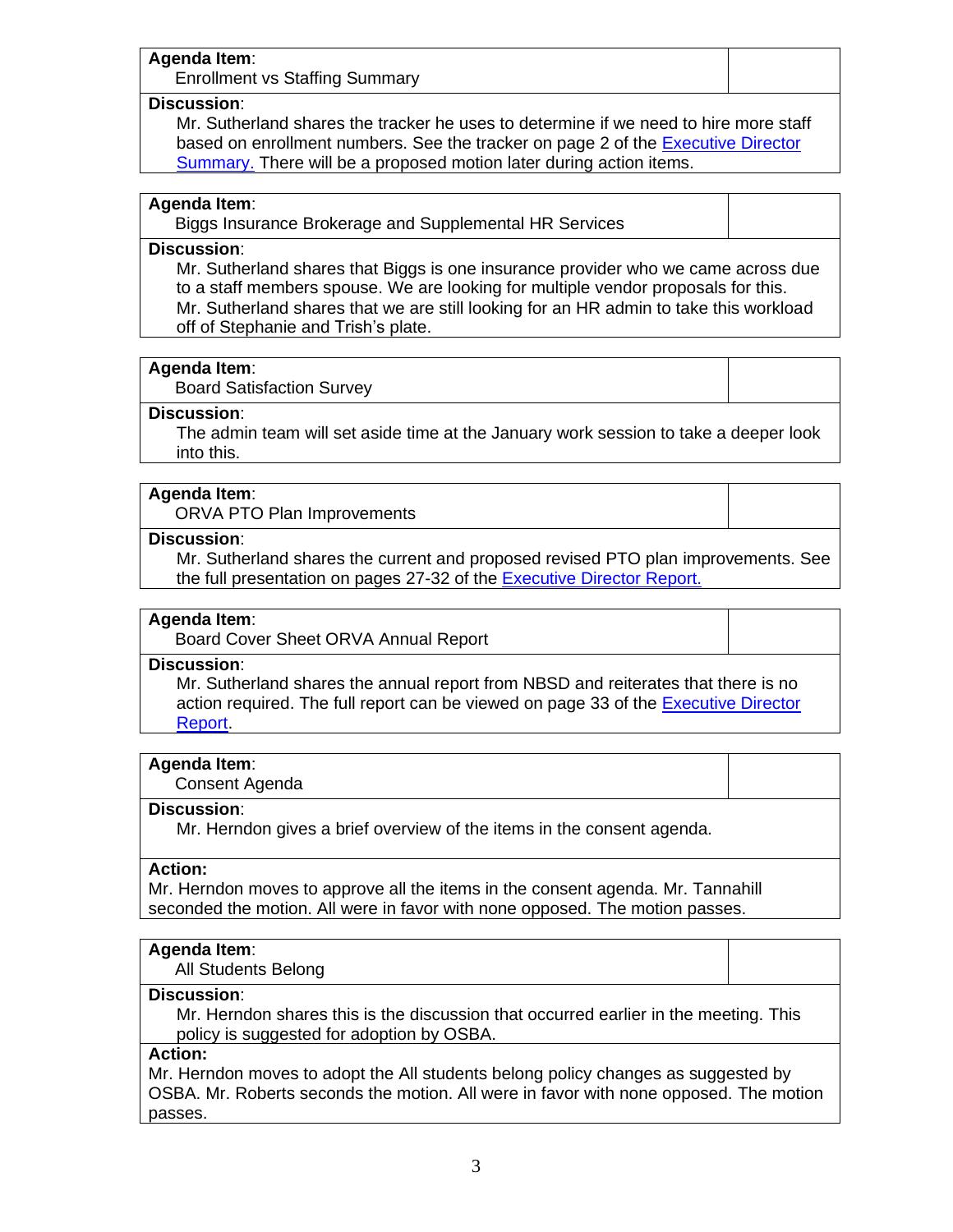**Agenda Item**:
Enrollment vs Staffing Summary

**Discussion**:
Mr. Sutherland shares the tracker he uses to determine if we need to hire more staff based on enrollment numbers. See the tracker on page 2 of the Executive Director Summary. There will be a proposed motion later during action items.

**Agenda Item**:
Biggs Insurance Brokerage and Supplemental HR Services

**Discussion**:
Mr. Sutherland shares that Biggs is one insurance provider who we came across due to a staff members spouse. We are looking for multiple vendor proposals for this. Mr. Sutherland shares that we are still looking for an HR admin to take this workload off of Stephanie and Trish's plate.

**Agenda Item**:
Board Satisfaction Survey

**Discussion**:
The admin team will set aside time at the January work session to take a deeper look into this.

**Agenda Item**:
ORVA PTO Plan Improvements

**Discussion**:
Mr. Sutherland shares the current and proposed revised PTO plan improvements. See the full presentation on pages 27-32 of the Executive Director Report.

**Agenda Item**:
Board Cover Sheet ORVA Annual Report

**Discussion**:
Mr. Sutherland shares the annual report from NBSD and reiterates that there is no action required. The full report can be viewed on page 33 of the Executive Director Report.

**Agenda Item**:
Consent Agenda

**Discussion**:
Mr. Herndon gives a brief overview of the items in the consent agenda.

**Action:**
Mr. Herndon moves to approve all the items in the consent agenda. Mr. Tannahill seconded the motion. All were in favor with none opposed. The motion passes.

**Agenda Item**:
All Students Belong

**Discussion**:
Mr. Herndon shares this is the discussion that occurred earlier in the meeting. This policy is suggested for adoption by OSBA.

**Action:**
Mr. Herndon moves to adopt the All students belong policy changes as suggested by OSBA. Mr. Roberts seconds the motion. All were in favor with none opposed. The motion passes.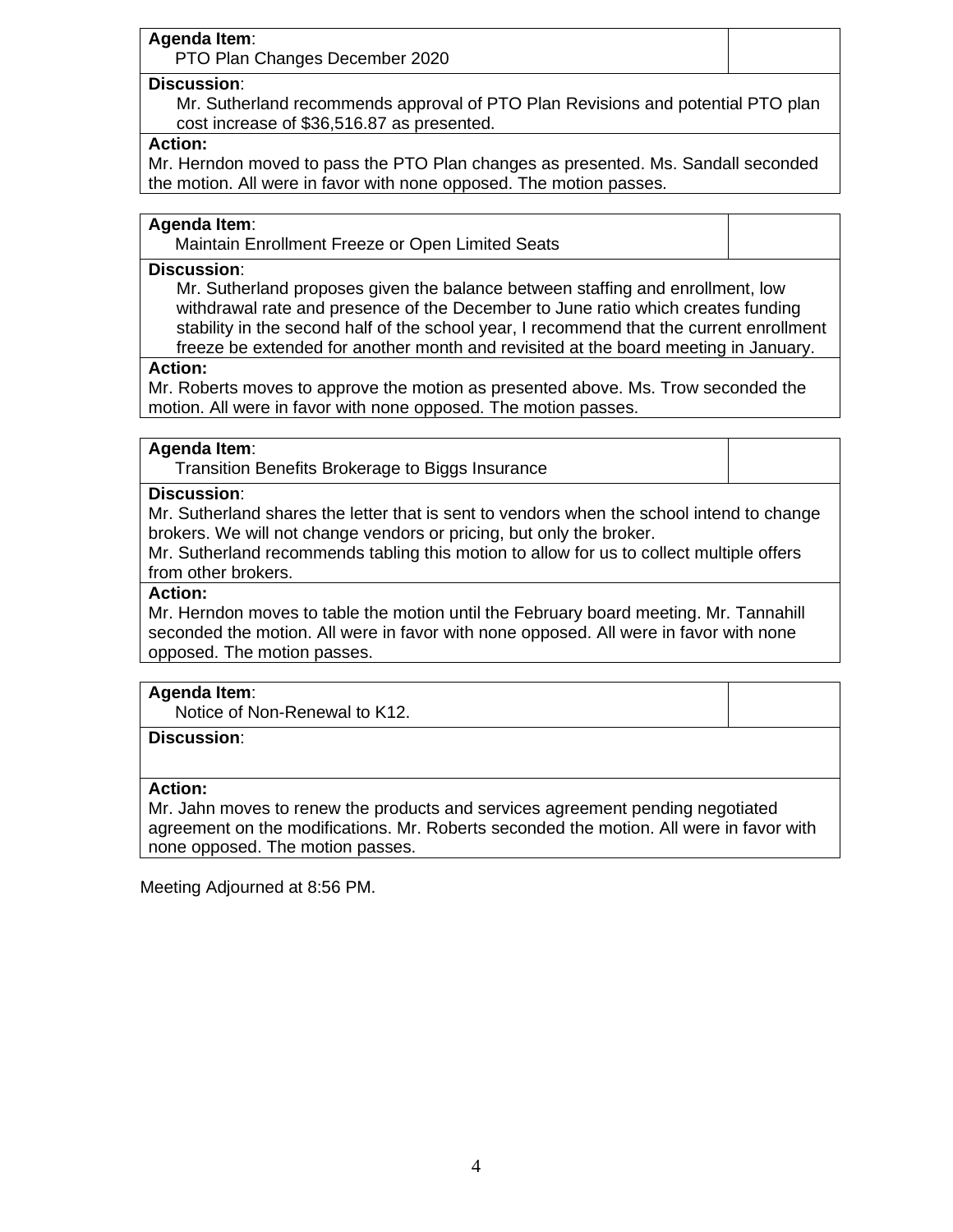**Agenda Item**:
PTO Plan Changes December 2020

**Discussion**:
Mr. Sutherland recommends approval of PTO Plan Revisions and potential PTO plan cost increase of $36,516.87 as presented.

**Action:**
Mr. Herndon moved to pass the PTO Plan changes as presented. Ms. Sandall seconded the motion. All were in favor with none opposed. The motion passes.

**Agenda Item**:
Maintain Enrollment Freeze or Open Limited Seats

**Discussion**:
Mr. Sutherland proposes given the balance between staffing and enrollment, low withdrawal rate and presence of the December to June ratio which creates funding stability in the second half of the school year, I recommend that the current enrollment freeze be extended for another month and revisited at the board meeting in January.

**Action:**
Mr. Roberts moves to approve the motion as presented above. Ms. Trow seconded the motion. All were in favor with none opposed. The motion passes.

**Agenda Item**:
Transition Benefits Brokerage to Biggs Insurance

**Discussion**:
Mr. Sutherland shares the letter that is sent to vendors when the school intend to change brokers. We will not change vendors or pricing, but only the broker.
Mr. Sutherland recommends tabling this motion to allow for us to collect multiple offers from other brokers.

**Action:**
Mr. Herndon moves to table the motion until the February board meeting. Mr. Tannahill seconded the motion. All were in favor with none opposed. All were in favor with none opposed. The motion passes.

**Agenda Item**:
Notice of Non-Renewal to K12.

**Discussion**:

**Action:**
Mr. Jahn moves to renew the products and services agreement pending negotiated agreement on the modifications. Mr. Roberts seconded the motion. All were in favor with none opposed. The motion passes.

Meeting Adjourned at 8:56 PM.